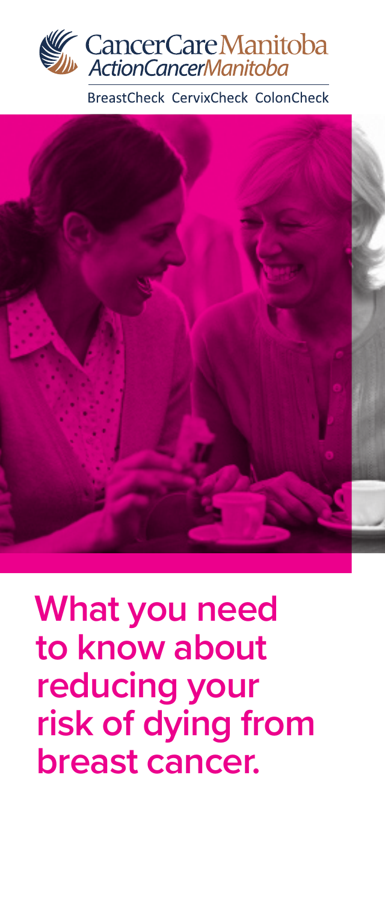CancerCare Manitoba

ActionCancerManitoba

BreastCheck CervixCheck ColonCheck

# What you need to know about reducing your risk of dying from breast cancer.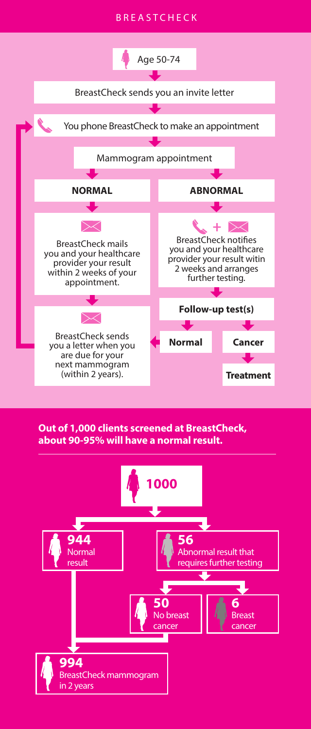BREASTCHECK

Age 50-74

BreastCheck sends you an invite letter

You phone BreastCheck to make an appointment

Mammogram appointment

**NORMAL**

BreastCheck mails you and your healthcare provider your result within 2 weeks of your appointment.

BreastCheck sends you a letter when you are due for your next mammogram (within 2 years).

**ABNORMAL**

BreastCheck notifies you and your healthcare provider your result witin 2 weeks and arranges further testing.

**Follow-up test(s)**

**Normal**

**Cancer**

**Treatment**

**Out of 1,000 clients screened at BreastCheck, about 90-95% will have a normal result.**

**1000**

**944** Normal result

**56** Abnormal result that requires further testing

**50** No breast cancer

**6** Breast cancer

**994** BreastCheck mammogram in 2 years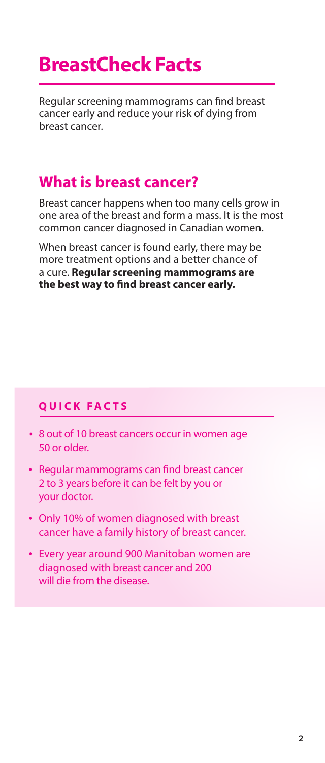# BreastCheck Facts

Regular screening mammograms can find breast cancer early and reduce your risk of dying from breast cancer.

## What is breast cancer?

Breast cancer happens when too many cells grow in one area of the breast and form a mass. It is the most common cancer diagnosed in Canadian women.

When breast cancer is found early, there may be more treatment options and a better chance of a cure. **Regular screening mammograms are the best way to find breast cancer early.**

### QUICK FACTS

- 8 out of 10 breast cancers occur in women age 50 or older.
- Regular mammograms can find breast cancer 2 to 3 years before it can be felt by you or your doctor.
- Only 10% of women diagnosed with breast cancer have a family history of breast cancer.
- Every year around 900 Manitoban women are diagnosed with breast cancer and 200 will die from the disease.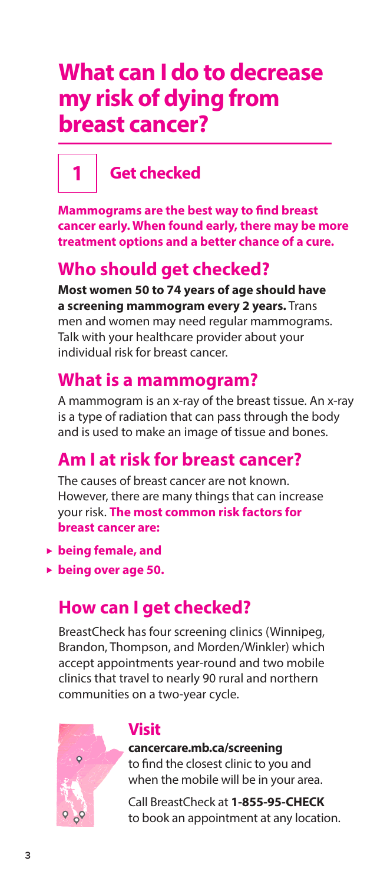# What can I do to decrease my risk of dying from breast cancer?

## 1 Get checked

**Mammograms are the best way to find breast cancer early. When found early, there may be more treatment options and a better chance of a cure.**

## Who should get checked?

**Most women 50 to 74 years of age should have a screening mammogram every 2 years.** Trans men and women may need regular mammograms. Talk with your healthcare provider about your individual risk for breast cancer.

## What is a mammogram?

A mammogram is an x-ray of the breast tissue. An x-ray is a type of radiation that can pass through the body and is used to make an image of tissue and bones.

## Am I at risk for breast cancer?

The causes of breast cancer are not known. However, there are many things that can increase your risk. **The most common risk factors for breast cancer are:**

- **being female, and**
- **being over age 50.**

## How can I get checked?

BreastCheck has four screening clinics (Winnipeg, Brandon, Thompson, and Morden/Winkler) which accept appointments year-round and two mobile clinics that travel to nearly 90 rural and northern communities on a two-year cycle.

### Visit

**cancercare.mb.ca/screening** to find the closest clinic to you and when the mobile will be in your area.

Call BreastCheck at **1-855-95-CHECK** to book an appointment at any location.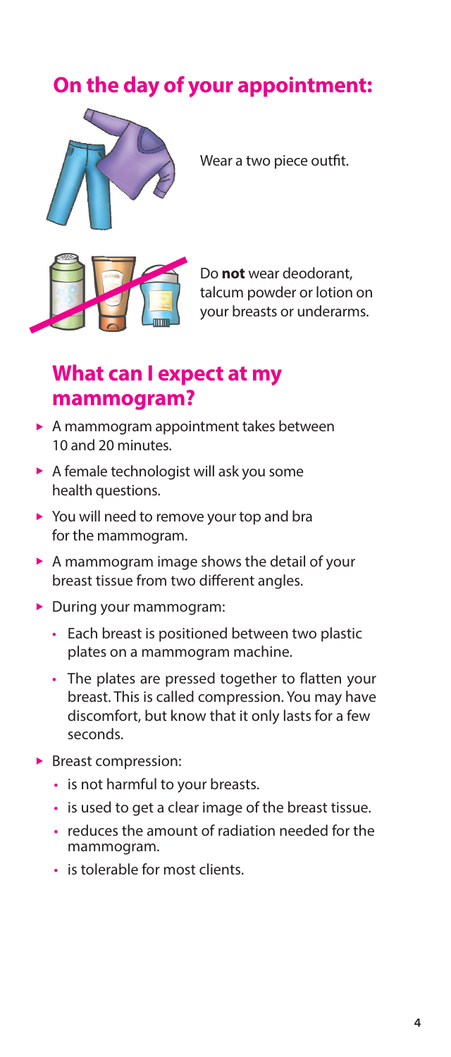## On the day of your appointment:

Wear a two piece outfit.

Do **not** wear deodorant, talcum powder or lotion on your breasts or underarms.

## What can I expect at my mammogram?

- A mammogram appointment takes between 10 and 20 minutes.
- A female technologist will ask you some health questions.
- You will need to remove your top and bra for the mammogram.
- A mammogram image shows the detail of your breast tissue from two different angles.
- During your mammogram:
  - Each breast is positioned between two plastic plates on a mammogram machine.
  - The plates are pressed together to flatten your breast. This is called compression. You may have discomfort, but know that it only lasts for a few seconds.
- Breast compression:
  - is not harmful to your breasts.
  - is used to get a clear image of the breast tissue.
  - reduces the amount of radiation needed for the mammogram.
  - is tolerable for most clients.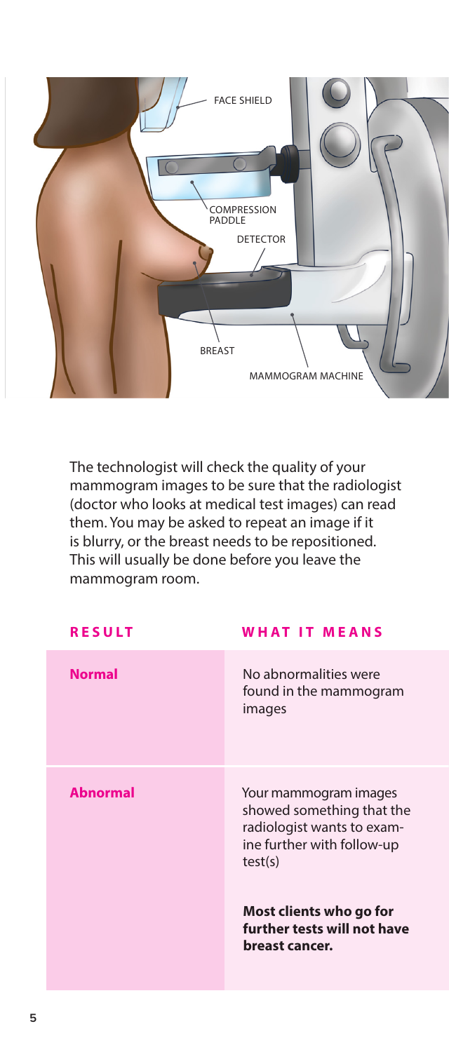FACE SHIELD

COMPRESSION PADDLE

DETECTOR

BREAST

MAMMOGRAM MACHINE

The technologist will check the quality of your mammogram images to be sure that the radiologist (doctor who looks at medical test images) can read them. You may be asked to repeat an image if it is blurry, or the breast needs to be repositioned. This will usually be done before you leave the mammogram room.

| RESULT | WHAT IT MEANS |
|---|---|
| **Normal** | No abnormalities were found in the mammogram images |
| **Abnormal** | Your mammogram images showed something that the radiologist wants to examine further with follow-up test(s)<br><br>**Most clients who go for further tests will not have breast cancer.** |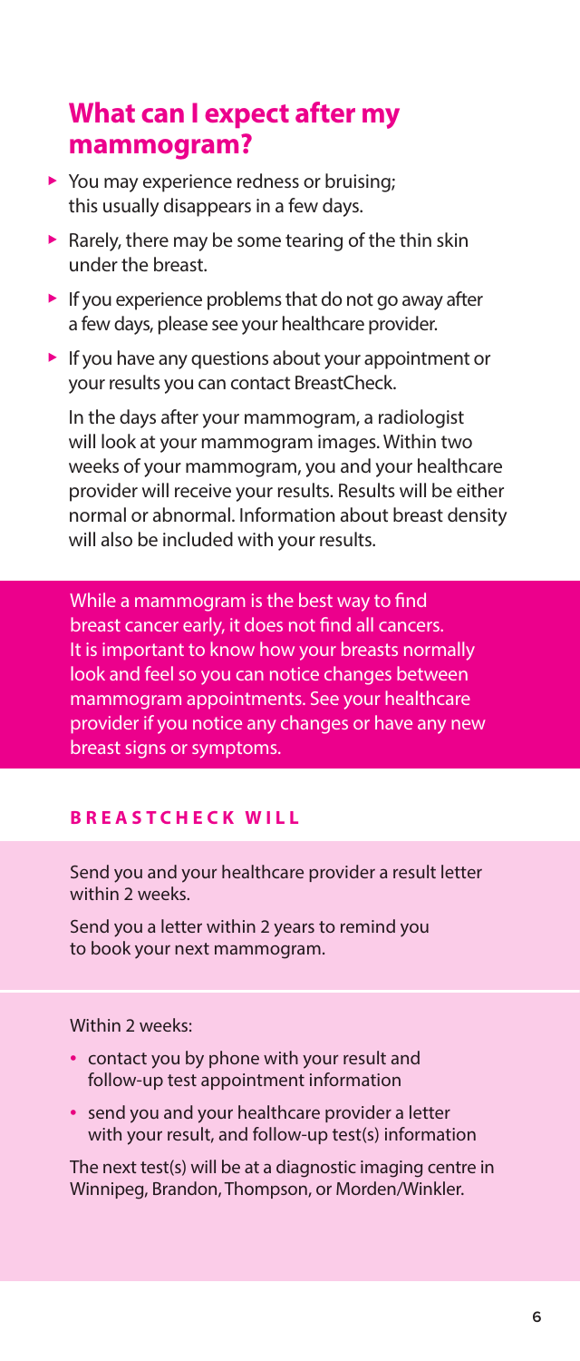## What can I expect after my mammogram?

- You may experience redness or bruising; this usually disappears in a few days.
- Rarely, there may be some tearing of the thin skin under the breast.
- If you experience problems that do not go away after a few days, please see your healthcare provider.
- If you have any questions about your appointment or your results you can contact BreastCheck.

In the days after your mammogram, a radiologist will look at your mammogram images. Within two weeks of your mammogram, you and your healthcare provider will receive your results. Results will be either normal or abnormal. Information about breast density will also be included with your results.

While a mammogram is the best way to find breast cancer early, it does not find all cancers. It is important to know how your breasts normally look and feel so you can notice changes between mammogram appointments. See your healthcare provider if you notice any changes or have any new breast signs or symptoms.

**BREASTCHECK WILL**

Send you and your healthcare provider a result letter within 2 weeks.

Send you a letter within 2 years to remind you to book your next mammogram.

Within 2 weeks:

- contact you by phone with your result and follow-up test appointment information
- send you and your healthcare provider a letter with your result, and follow-up test(s) information

The next test(s) will be at a diagnostic imaging centre in Winnipeg, Brandon, Thompson, or Morden/Winkler.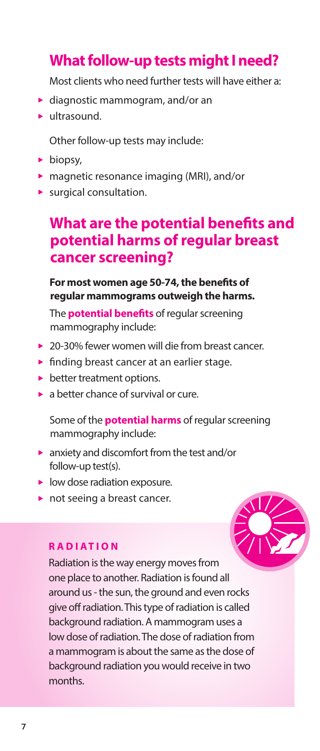## What follow-up tests might I need?

Most clients who need further tests will have either a:

- diagnostic mammogram, and/or an
- ultrasound.

Other follow-up tests may include:

- biopsy,
- magnetic resonance imaging (MRI), and/or
- surgical consultation.

## What are the potential benefits and potential harms of regular breast cancer screening?

**For most women age 50-74, the benefits of regular mammograms outweigh the harms.**

The **potential benefits** of regular screening mammography include:

- 20-30% fewer women will die from breast cancer.
- finding breast cancer at an earlier stage.
- better treatment options.
- a better chance of survival or cure.

Some of the **potential harms** of regular screening mammography include:

- anxiety and discomfort from the test and/or follow-up test(s).
- low dose radiation exposure.
- not seeing a breast cancer.

### RADIATION

Radiation is the way energy moves from one place to another. Radiation is found all around us - the sun, the ground and even rocks give off radiation. This type of radiation is called background radiation. A mammogram uses a low dose of radiation. The dose of radiation from a mammogram is about the same as the dose of background radiation you would receive in two months.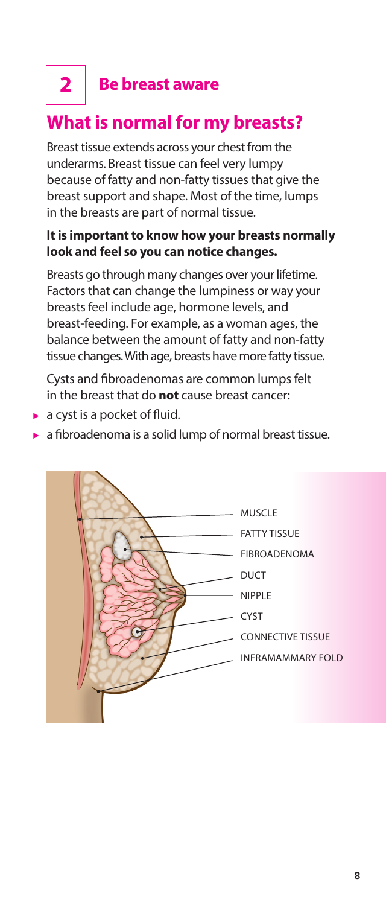## 2 Be breast aware

# What is normal for my breasts?

Breast tissue extends across your chest from the underarms. Breast tissue can feel very lumpy because of fatty and non-fatty tissues that give the breast support and shape. Most of the time, lumps in the breasts are part of normal tissue.

**It is important to know how your breasts normally look and feel so you can notice changes.**

Breasts go through many changes over your lifetime. Factors that can change the lumpiness or way your breasts feel include age, hormone levels, and breast-feeding. For example, as a woman ages, the balance between the amount of fatty and non-fatty tissue changes. With age, breasts have more fatty tissue.

Cysts and fibroadenomas are common lumps felt in the breast that do **not** cause breast cancer:

- a cyst is a pocket of fluid.
- a fibroadenoma is a solid lump of normal breast tissue.

MUSCLE
FATTY TISSUE
FIBROADENOMA
DUCT
NIPPLE
CYST
CONNECTIVE TISSUE
INFRAMAMMARY FOLD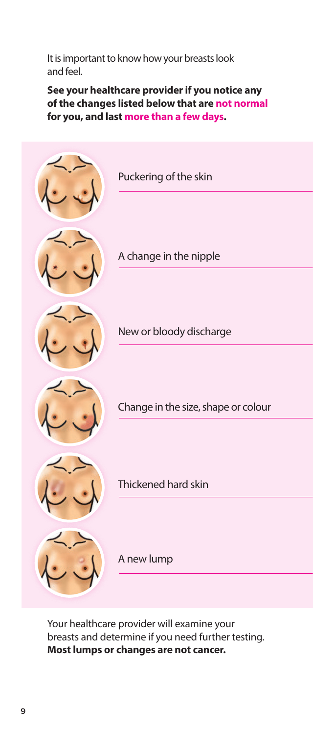It is important to know how your breasts look and feel.

**See your healthcare provider if you notice any of the changes listed below that are not normal for you, and last more than a few days.**

- Puckering of the skin
- A change in the nipple
- New or bloody discharge
- Change in the size, shape or colour
- Thickened hard skin
- A new lump

Your healthcare provider will examine your breasts and determine if you need further testing. **Most lumps or changes are not cancer.**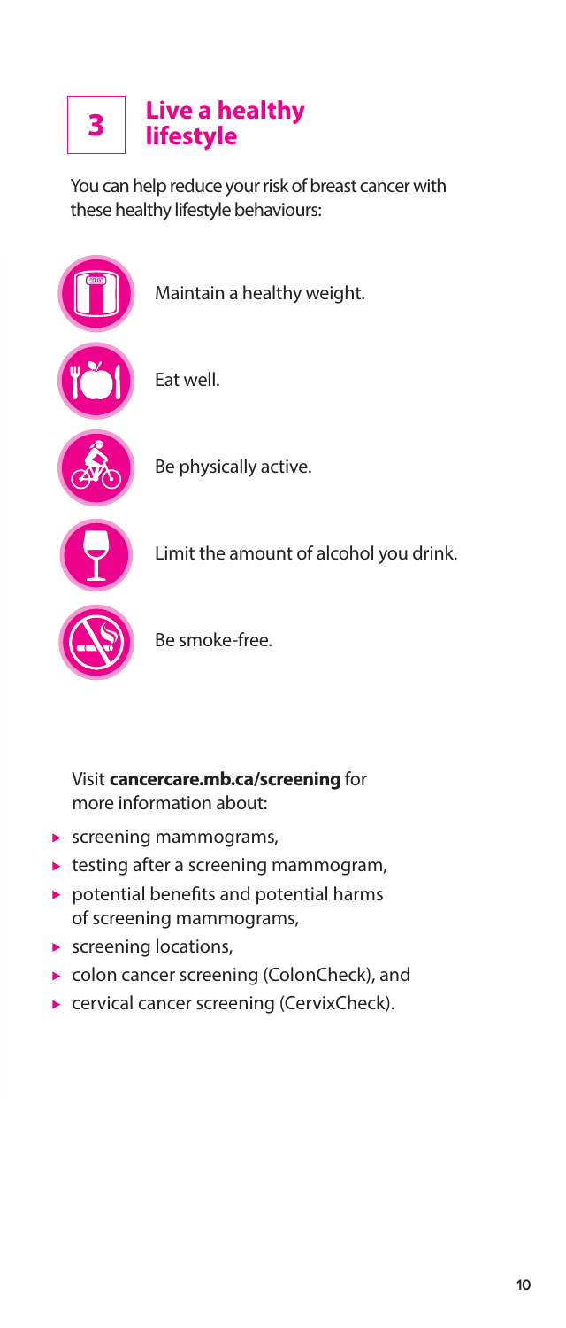## 3 Live a healthy lifestyle

You can help reduce your risk of breast cancer with these healthy lifestyle behaviours:

- Maintain a healthy weight.
- Eat well.
- Be physically active.
- Limit the amount of alcohol you drink.
- Be smoke-free.

Visit **cancercare.mb.ca/screening** for more information about:

- screening mammograms,
- testing after a screening mammogram,
- potential benefits and potential harms of screening mammograms,
- screening locations,
- colon cancer screening (ColonCheck), and
- cervical cancer screening (CervixCheck).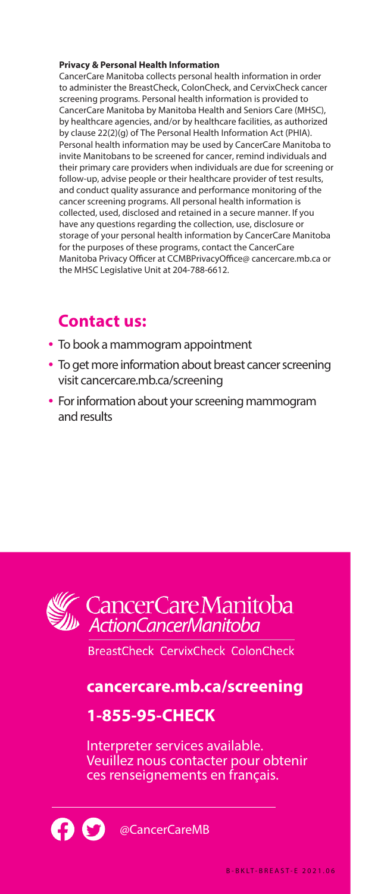**Privacy & Personal Health Information**

CancerCare Manitoba collects personal health information in order to administer the BreastCheck, ColonCheck, and CervixCheck cancer screening programs. Personal health information is provided to CancerCare Manitoba by Manitoba Health and Seniors Care (MHSC), by healthcare agencies, and/or by healthcare facilities, as authorized by clause 22(2)(g) of The Personal Health Information Act (PHIA). Personal health information may be used by CancerCare Manitoba to invite Manitobans to be screened for cancer, remind individuals and their primary care providers when individuals are due for screening or follow-up, advise people or their healthcare provider of test results, and conduct quality assurance and performance monitoring of the cancer screening programs. All personal health information is collected, used, disclosed and retained in a secure manner. If you have any questions regarding the collection, use, disclosure or storage of your personal health information by CancerCare Manitoba for the purposes of these programs, contact the CancerCare Manitoba Privacy Officer at CCMBPrivacyOffice@ cancercare.mb.ca or the MHSC Legislative Unit at 204-788-6612.

## Contact us:

- To book a mammogram appointment
- To get more information about breast cancer screening visit cancercare.mb.ca/screening
- For information about your screening mammogram and results

CancerCare Manitoba
*ActionCancerManitoba*

BreastCheck CervixCheck ColonCheck

**cancercare.mb.ca/screening**

**1-855-95-CHECK**

Interpreter services available.
Veuillez nous contacter pour obtenir ces renseignements en français.

@CancerCareMB

B-BKLT-BREAST-E 2021.06